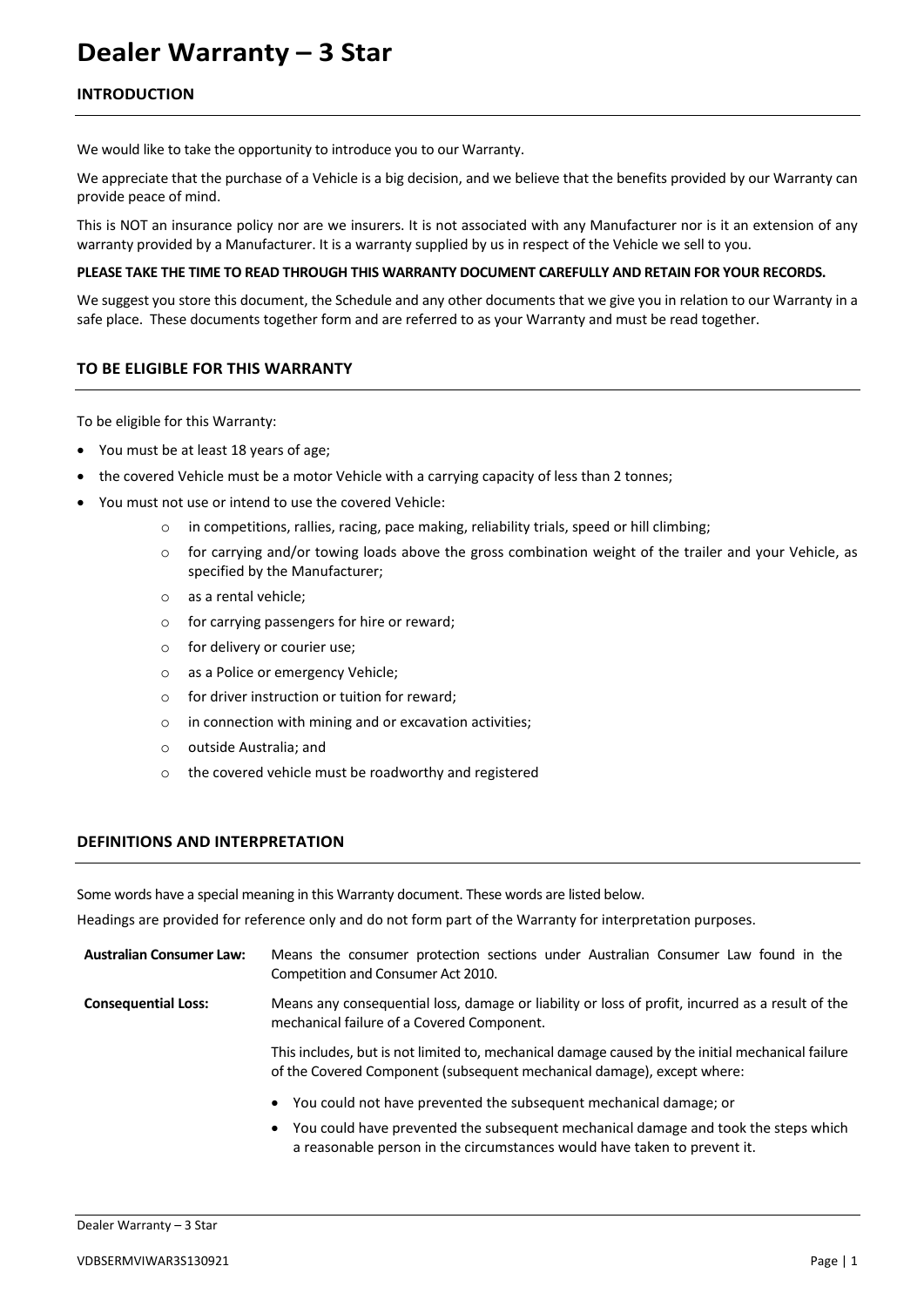# Dealer Warranty – 3 Star

## INTRODUCTION

We would like to take the opportunity to introduce you to our Warranty.

We appreciate that the purchase of a Vehicle is a big decision, and we believe that the benefits provided by our Warranty can provide peace of mind.

This is NOT an insurance policy nor are we insurers. It is not associated with any Manufacturer nor is it an extension of any warranty provided by a Manufacturer. It is a warranty supplied by us in respect of the Vehicle we sell to you.

**PLEASE TAKE THE TIME TO READ THROUGH THIS WARRANTY DOCUMENT CAREFULLY AND RETAIN FOR YOUR RECORDS.**

We suggest you store this document, the Schedule and any other documents that we give you in relation to our Warranty in a safe place. These documents together form and are referred to as your Warranty and must be read together.

## TO BE ELIGIBLE FOR THIS WARRANTY

To be eligible for this Warranty:

- You must be at least 18 years of age;
- the covered Vehicle must be a motor Vehicle with a carrying capacity of less than 2 tonnes;
- You must not use or intend to use the covered Vehicle:
  - in competitions, rallies, racing, pace making, reliability trials, speed or hill climbing;
  - for carrying and/or towing loads above the gross combination weight of the trailer and your Vehicle, as specified by the Manufacturer;
  - as a rental vehicle;
  - for carrying passengers for hire or reward;
  - for delivery or courier use;
  - as a Police or emergency Vehicle;
  - for driver instruction or tuition for reward;
  - in connection with mining and or excavation activities;
  - outside Australia; and
  - the covered vehicle must be roadworthy and registered

## DEFINITIONS AND INTERPRETATION

Some words have a special meaning in this Warranty document. These words are listed below.

Headings are provided for reference only and do not form part of the Warranty for interpretation purposes.

**Australian Consumer Law:** Means the consumer protection sections under Australian Consumer Law found in the Competition and Consumer Act 2010.

**Consequential Loss:** Means any consequential loss, damage or liability or loss of profit, incurred as a result of the mechanical failure of a Covered Component.

This includes, but is not limited to, mechanical damage caused by the initial mechanical failure of the Covered Component (subsequent mechanical damage), except where:

- You could not have prevented the subsequent mechanical damage; or
- You could have prevented the subsequent mechanical damage and took the steps which a reasonable person in the circumstances would have taken to prevent it.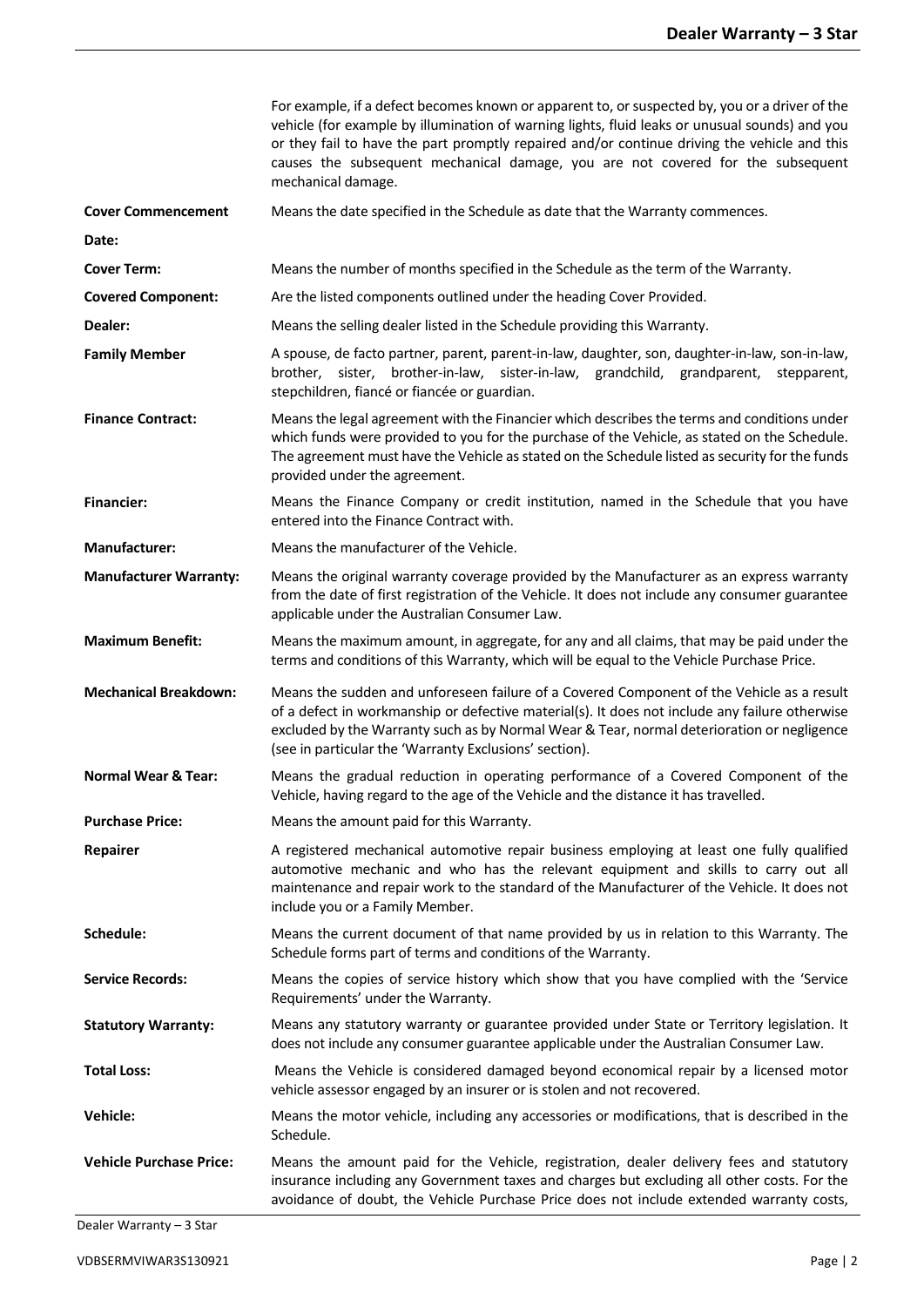For example, if a defect becomes known or apparent to, or suspected by, you or a driver of the vehicle (for example by illumination of warning lights, fluid leaks or unusual sounds) and you or they fail to have the part promptly repaired and/or continue driving the vehicle and this causes the subsequent mechanical damage, you are not covered for the subsequent mechanical damage.

**Cover Commencement Date:** Means the date specified in the Schedule as date that the Warranty commences.

**Cover Term:** Means the number of months specified in the Schedule as the term of the Warranty.

**Covered Component:** Are the listed components outlined under the heading Cover Provided.

**Dealer:** Means the selling dealer listed in the Schedule providing this Warranty.

**Family Member** A spouse, de facto partner, parent, parent-in-law, daughter, son, daughter-in-law, son-in-law, brother, sister, brother-in-law, sister-in-law, grandchild, grandparent, stepparent, stepchildren, fiancé or fiancée or guardian.

**Finance Contract:** Means the legal agreement with the Financier which describes the terms and conditions under which funds were provided to you for the purchase of the Vehicle, as stated on the Schedule. The agreement must have the Vehicle as stated on the Schedule listed as security for the funds provided under the agreement.

**Financier:** Means the Finance Company or credit institution, named in the Schedule that you have entered into the Finance Contract with.

**Manufacturer:** Means the manufacturer of the Vehicle.

**Manufacturer Warranty:** Means the original warranty coverage provided by the Manufacturer as an express warranty from the date of first registration of the Vehicle. It does not include any consumer guarantee applicable under the Australian Consumer Law.

**Maximum Benefit:** Means the maximum amount, in aggregate, for any and all claims, that may be paid under the terms and conditions of this Warranty, which will be equal to the Vehicle Purchase Price.

**Mechanical Breakdown:** Means the sudden and unforeseen failure of a Covered Component of the Vehicle as a result of a defect in workmanship or defective material(s). It does not include any failure otherwise excluded by the Warranty such as by Normal Wear & Tear, normal deterioration or negligence (see in particular the 'Warranty Exclusions' section).

**Normal Wear & Tear:** Means the gradual reduction in operating performance of a Covered Component of the Vehicle, having regard to the age of the Vehicle and the distance it has travelled.

**Purchase Price:** Means the amount paid for this Warranty.

**Repairer** A registered mechanical automotive repair business employing at least one fully qualified automotive mechanic and who has the relevant equipment and skills to carry out all maintenance and repair work to the standard of the Manufacturer of the Vehicle. It does not include you or a Family Member.

**Schedule:** Means the current document of that name provided by us in relation to this Warranty. The Schedule forms part of terms and conditions of the Warranty.

**Service Records:** Means the copies of service history which show that you have complied with the 'Service Requirements' under the Warranty.

**Statutory Warranty:** Means any statutory warranty or guarantee provided under State or Territory legislation. It does not include any consumer guarantee applicable under the Australian Consumer Law.

**Total Loss:** Means the Vehicle is considered damaged beyond economical repair by a licensed motor vehicle assessor engaged by an insurer or is stolen and not recovered.

**Vehicle:** Means the motor vehicle, including any accessories or modifications, that is described in the Schedule.

**Vehicle Purchase Price:** Means the amount paid for the Vehicle, registration, dealer delivery fees and statutory insurance including any Government taxes and charges but excluding all other costs. For the avoidance of doubt, the Vehicle Purchase Price does not include extended warranty costs,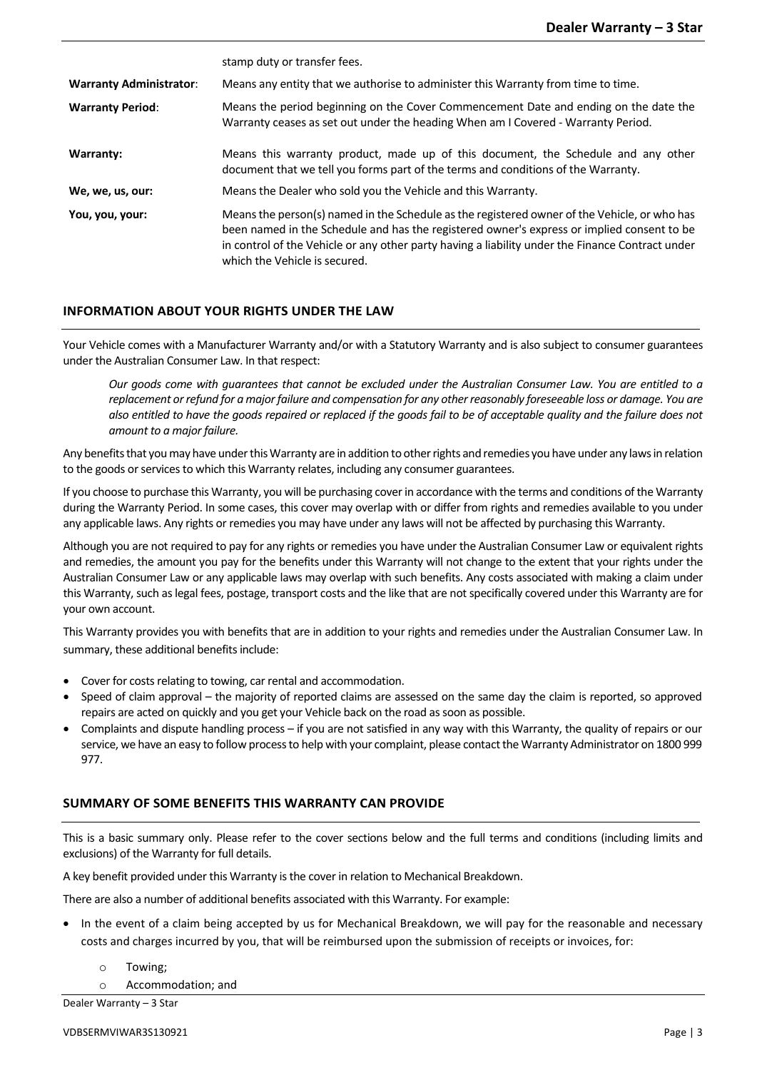| | |
|---|---|
| | stamp duty or transfer fees. |
| **Warranty Administrator**: | Means any entity that we authorise to administer this Warranty from time to time. |
| **Warranty Period**: | Means the period beginning on the Cover Commencement Date and ending on the date the Warranty ceases as set out under the heading When am I Covered - Warranty Period. |
| **Warranty:** | Means this warranty product, made up of this document, the Schedule and any other document that we tell you forms part of the terms and conditions of the Warranty. |
| **We, we, us, our:** | Means the Dealer who sold you the Vehicle and this Warranty. |
| **You, you, your:** | Means the person(s) named in the Schedule as the registered owner of the Vehicle, or who has been named in the Schedule and has the registered owner's express or implied consent to be in control of the Vehicle or any other party having a liability under the Finance Contract under which the Vehicle is secured. |

## INFORMATION ABOUT YOUR RIGHTS UNDER THE LAW

Your Vehicle comes with a Manufacturer Warranty and/or with a Statutory Warranty and is also subject to consumer guarantees under the Australian Consumer Law. In that respect:

> *Our goods come with guarantees that cannot be excluded under the Australian Consumer Law. You are entitled to a replacement or refund for a major failure and compensation for any other reasonably foreseeable loss or damage. You are also entitled to have the goods repaired or replaced if the goods fail to be of acceptable quality and the failure does not amount to a major failure.*

Any benefits that you may have under this Warranty are in addition to other rights and remedies you have under any laws in relation to the goods or services to which this Warranty relates, including any consumer guarantees.

If you choose to purchase this Warranty, you will be purchasing cover in accordance with the terms and conditions of the Warranty during the Warranty Period. In some cases, this cover may overlap with or differ from rights and remedies available to you under any applicable laws. Any rights or remedies you may have under any laws will not be affected by purchasing this Warranty.

Although you are not required to pay for any rights or remedies you have under the Australian Consumer Law or equivalent rights and remedies, the amount you pay for the benefits under this Warranty will not change to the extent that your rights under the Australian Consumer Law or any applicable laws may overlap with such benefits. Any costs associated with making a claim under this Warranty, such as legal fees, postage, transport costs and the like that are not specifically covered under this Warranty are for your own account.

This Warranty provides you with benefits that are in addition to your rights and remedies under the Australian Consumer Law. In summary, these additional benefits include:

- Cover for costs relating to towing, car rental and accommodation.
- Speed of claim approval – the majority of reported claims are assessed on the same day the claim is reported, so approved repairs are acted on quickly and you get your Vehicle back on the road as soon as possible.
- Complaints and dispute handling process – if you are not satisfied in any way with this Warranty, the quality of repairs or our service, we have an easy to follow process to help with your complaint, please contact the Warranty Administrator on 1800 999 977.

## SUMMARY OF SOME BENEFITS THIS WARRANTY CAN PROVIDE

This is a basic summary only. Please refer to the cover sections below and the full terms and conditions (including limits and exclusions) of the Warranty for full details.

A key benefit provided under this Warranty is the cover in relation to Mechanical Breakdown.

There are also a number of additional benefits associated with this Warranty. For example:

- In the event of a claim being accepted by us for Mechanical Breakdown, we will pay for the reasonable and necessary costs and charges incurred by you, that will be reimbursed upon the submission of receipts or invoices, for:
  - Towing;
  - Accommodation; and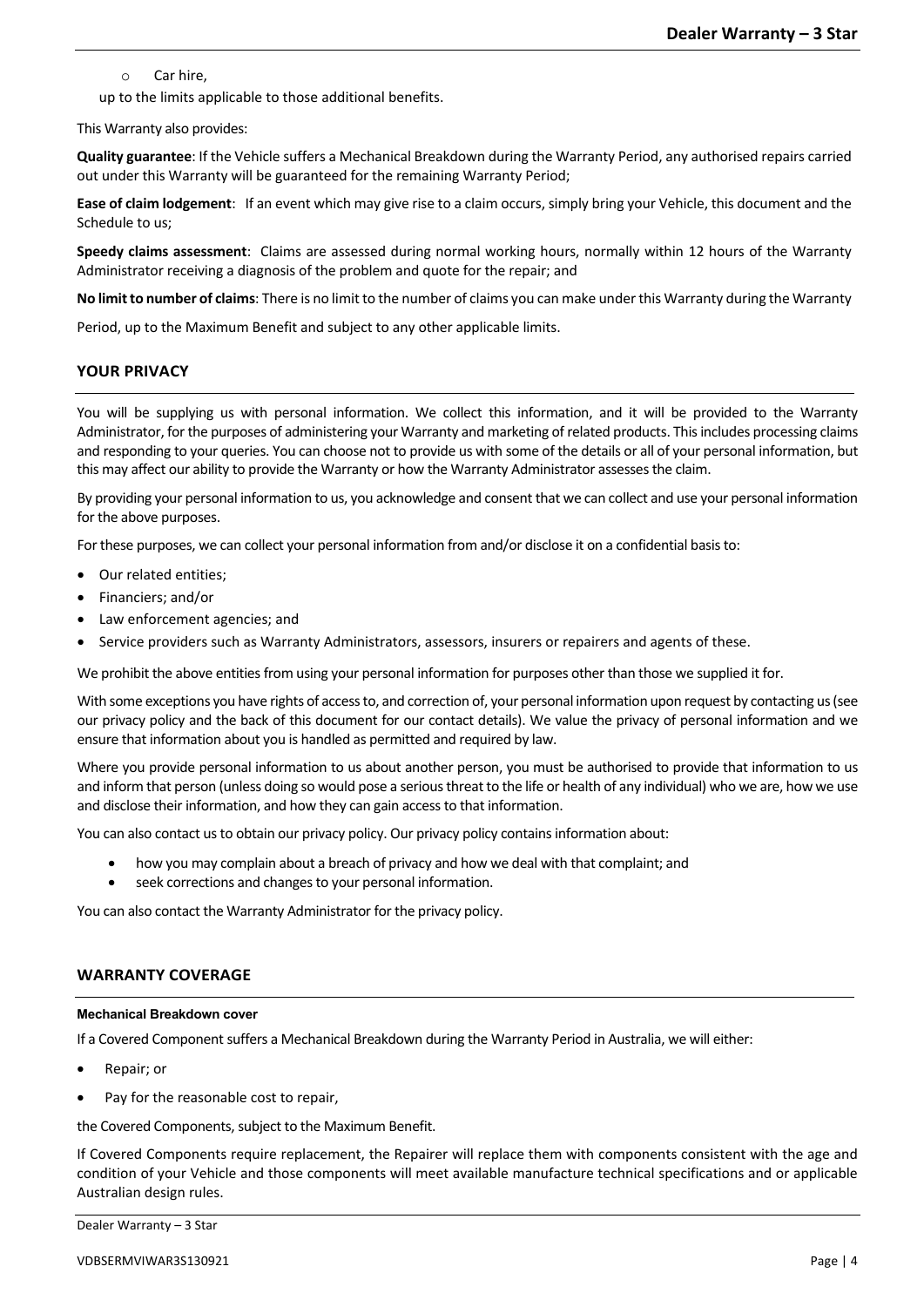- Car hire,

up to the limits applicable to those additional benefits.

This Warranty also provides:

**Quality guarantee**: If the Vehicle suffers a Mechanical Breakdown during the Warranty Period, any authorised repairs carried out under this Warranty will be guaranteed for the remaining Warranty Period;

**Ease of claim lodgement**: If an event which may give rise to a claim occurs, simply bring your Vehicle, this document and the Schedule to us;

**Speedy claims assessment**: Claims are assessed during normal working hours, normally within 12 hours of the Warranty Administrator receiving a diagnosis of the problem and quote for the repair; and

**No limit to number of claims**: There is no limit to the number of claims you can make under this Warranty during the Warranty Period, up to the Maximum Benefit and subject to any other applicable limits.

## YOUR PRIVACY

You will be supplying us with personal information. We collect this information, and it will be provided to the Warranty Administrator, for the purposes of administering your Warranty and marketing of related products. This includes processing claims and responding to your queries. You can choose not to provide us with some of the details or all of your personal information, but this may affect our ability to provide the Warranty or how the Warranty Administrator assesses the claim.

By providing your personal information to us, you acknowledge and consent that we can collect and use your personal information for the above purposes.

For these purposes, we can collect your personal information from and/or disclose it on a confidential basis to:

- Our related entities;
- Financiers; and/or
- Law enforcement agencies; and
- Service providers such as Warranty Administrators, assessors, insurers or repairers and agents of these.

We prohibit the above entities from using your personal information for purposes other than those we supplied it for.

With some exceptions you have rights of access to, and correction of, your personal information upon request by contacting us (see our privacy policy and the back of this document for our contact details). We value the privacy of personal information and we ensure that information about you is handled as permitted and required by law.

Where you provide personal information to us about another person, you must be authorised to provide that information to us and inform that person (unless doing so would pose a serious threat to the life or health of any individual) who we are, how we use and disclose their information, and how they can gain access to that information.

You can also contact us to obtain our privacy policy. Our privacy policy contains information about:

- how you may complain about a breach of privacy and how we deal with that complaint; and
- seek corrections and changes to your personal information.

You can also contact the Warranty Administrator for the privacy policy.

## WARRANTY COVERAGE

### Mechanical Breakdown cover

If a Covered Component suffers a Mechanical Breakdown during the Warranty Period in Australia, we will either:

- Repair; or
- Pay for the reasonable cost to repair,

the Covered Components, subject to the Maximum Benefit.

If Covered Components require replacement, the Repairer will replace them with components consistent with the age and condition of your Vehicle and those components will meet available manufacture technical specifications and or applicable Australian design rules.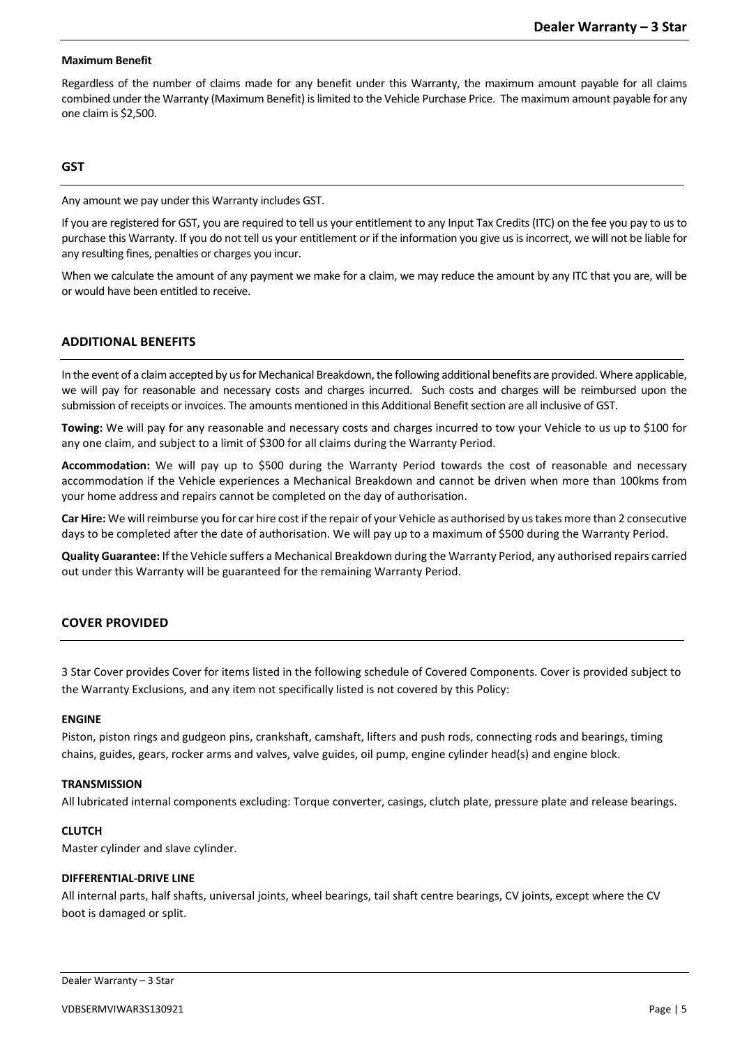#### Maximum Benefit

Regardless of the number of claims made for any benefit under this Warranty, the maximum amount payable for all claims combined under the Warranty (Maximum Benefit) is limited to the Vehicle Purchase Price. The maximum amount payable for any one claim is $2,500.

## GST

Any amount we pay under this Warranty includes GST.

If you are registered for GST, you are required to tell us your entitlement to any Input Tax Credits (ITC) on the fee you pay to us to purchase this Warranty. If you do not tell us your entitlement or if the information you give us is incorrect, we will not be liable for any resulting fines, penalties or charges you incur.

When we calculate the amount of any payment we make for a claim, we may reduce the amount by any ITC that you are, will be or would have been entitled to receive.

## ADDITIONAL BENEFITS

In the event of a claim accepted by us for Mechanical Breakdown, the following additional benefits are provided. Where applicable, we will pay for reasonable and necessary costs and charges incurred. Such costs and charges will be reimbursed upon the submission of receipts or invoices. The amounts mentioned in this Additional Benefit section are all inclusive of GST.

**Towing:** We will pay for any reasonable and necessary costs and charges incurred to tow your Vehicle to us up to $100 for any one claim, and subject to a limit of $300 for all claims during the Warranty Period.

**Accommodation:** We will pay up to $500 during the Warranty Period towards the cost of reasonable and necessary accommodation if the Vehicle experiences a Mechanical Breakdown and cannot be driven when more than 100kms from your home address and repairs cannot be completed on the day of authorisation.

**Car Hire:** We will reimburse you for car hire cost if the repair of your Vehicle as authorised by us takes more than 2 consecutive days to be completed after the date of authorisation. We will pay up to a maximum of $500 during the Warranty Period.

**Quality Guarantee:** If the Vehicle suffers a Mechanical Breakdown during the Warranty Period, any authorised repairs carried out under this Warranty will be guaranteed for the remaining Warranty Period.

## COVER PROVIDED

3 Star Cover provides Cover for items listed in the following schedule of Covered Components. Cover is provided subject to the Warranty Exclusions, and any item not specifically listed is not covered by this Policy:

#### ENGINE

Piston, piston rings and gudgeon pins, crankshaft, camshaft, lifters and push rods, connecting rods and bearings, timing chains, guides, gears, rocker arms and valves, valve guides, oil pump, engine cylinder head(s) and engine block.

#### TRANSMISSION

All lubricated internal components excluding: Torque converter, casings, clutch plate, pressure plate and release bearings.

#### CLUTCH

Master cylinder and slave cylinder.

#### DIFFERENTIAL-DRIVE LINE

All internal parts, half shafts, universal joints, wheel bearings, tail shaft centre bearings, CV joints, except where the CV boot is damaged or split.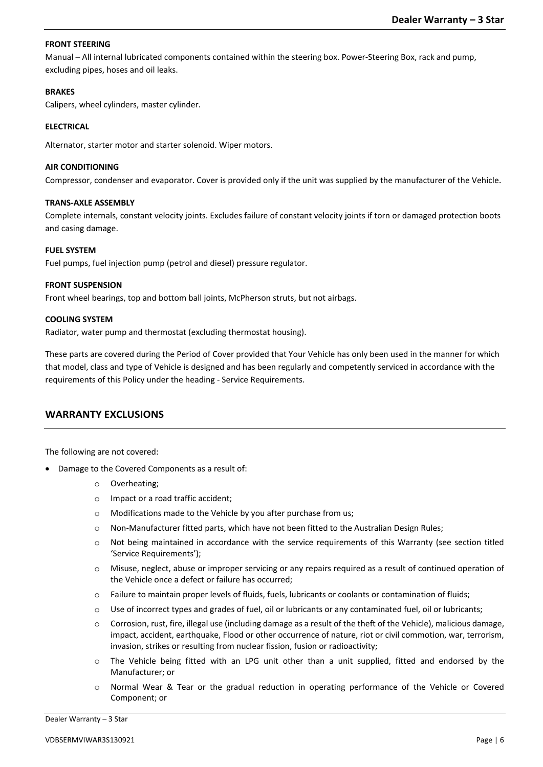**FRONT STEERING**

Manual – All internal lubricated components contained within the steering box. Power-Steering Box, rack and pump, excluding pipes, hoses and oil leaks.

**BRAKES**

Calipers, wheel cylinders, master cylinder.

**ELECTRICAL**

Alternator, starter motor and starter solenoid. Wiper motors.

**AIR CONDITIONING**

Compressor, condenser and evaporator. Cover is provided only if the unit was supplied by the manufacturer of the Vehicle.

**TRANS-AXLE ASSEMBLY**

Complete internals, constant velocity joints. Excludes failure of constant velocity joints if torn or damaged protection boots and casing damage.

**FUEL SYSTEM**

Fuel pumps, fuel injection pump (petrol and diesel) pressure regulator.

**FRONT SUSPENSION**

Front wheel bearings, top and bottom ball joints, McPherson struts, but not airbags.

**COOLING SYSTEM**

Radiator, water pump and thermostat (excluding thermostat housing).

These parts are covered during the Period of Cover provided that Your Vehicle has only been used in the manner for which that model, class and type of Vehicle is designed and has been regularly and competently serviced in accordance with the requirements of this Policy under the heading - Service Requirements.

## WARRANTY EXCLUSIONS

The following are not covered:

- Damage to the Covered Components as a result of:
  - Overheating;
  - Impact or a road traffic accident;
  - Modifications made to the Vehicle by you after purchase from us;
  - Non-Manufacturer fitted parts, which have not been fitted to the Australian Design Rules;
  - Not being maintained in accordance with the service requirements of this Warranty (see section titled 'Service Requirements');
  - Misuse, neglect, abuse or improper servicing or any repairs required as a result of continued operation of the Vehicle once a defect or failure has occurred;
  - Failure to maintain proper levels of fluids, fuels, lubricants or coolants or contamination of fluids;
  - Use of incorrect types and grades of fuel, oil or lubricants or any contaminated fuel, oil or lubricants;
  - Corrosion, rust, fire, illegal use (including damage as a result of the theft of the Vehicle), malicious damage, impact, accident, earthquake, Flood or other occurrence of nature, riot or civil commotion, war, terrorism, invasion, strikes or resulting from nuclear fission, fusion or radioactivity;
  - The Vehicle being fitted with an LPG unit other than a unit supplied, fitted and endorsed by the Manufacturer; or
  - Normal Wear & Tear or the gradual reduction in operating performance of the Vehicle or Covered Component; or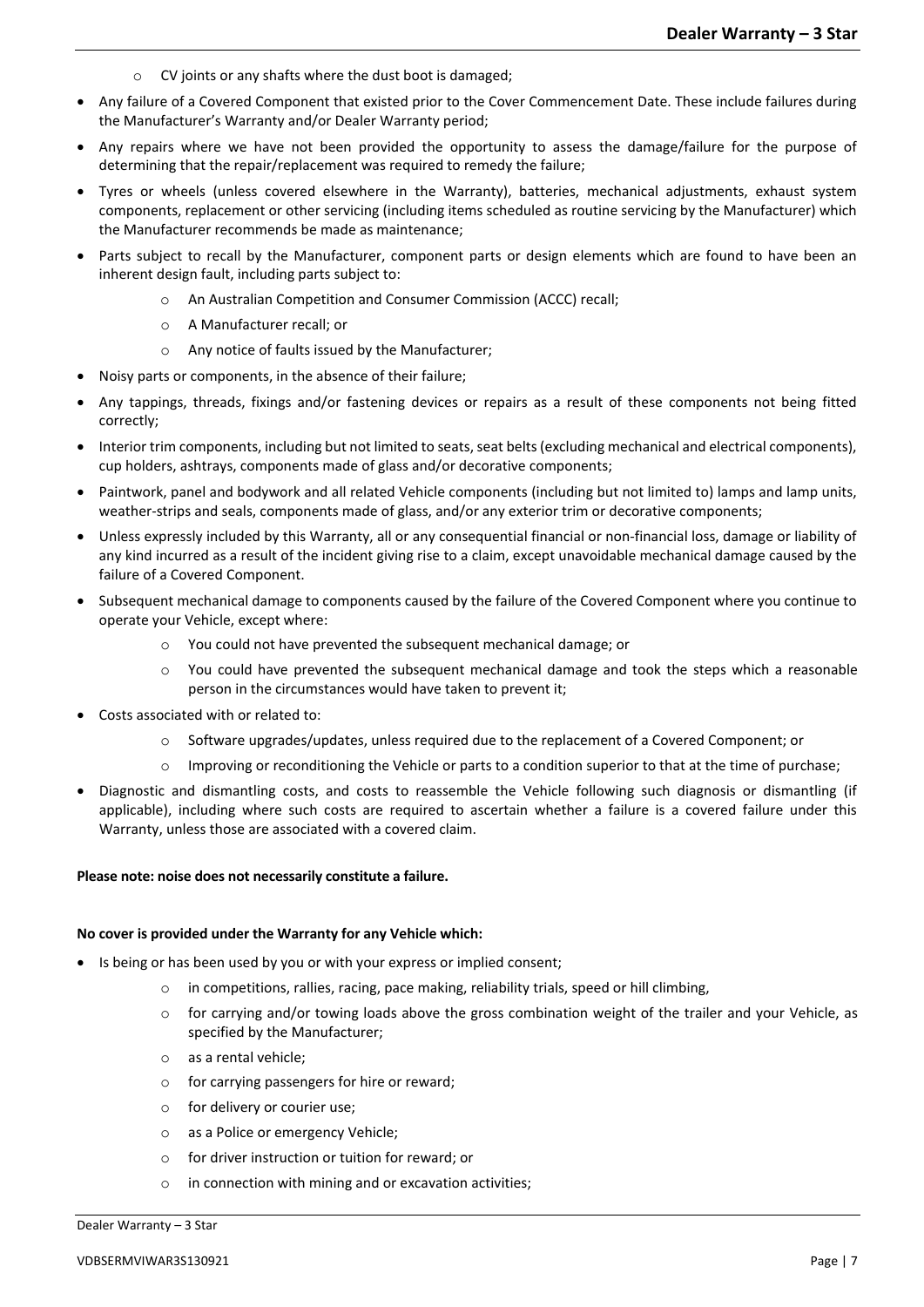- CV joints or any shafts where the dust boot is damaged;
- Any failure of a Covered Component that existed prior to the Cover Commencement Date. These include failures during the Manufacturer's Warranty and/or Dealer Warranty period;
- Any repairs where we have not been provided the opportunity to assess the damage/failure for the purpose of determining that the repair/replacement was required to remedy the failure;
- Tyres or wheels (unless covered elsewhere in the Warranty), batteries, mechanical adjustments, exhaust system components, replacement or other servicing (including items scheduled as routine servicing by the Manufacturer) which the Manufacturer recommends be made as maintenance;
- Parts subject to recall by the Manufacturer, component parts or design elements which are found to have been an inherent design fault, including parts subject to:
  - An Australian Competition and Consumer Commission (ACCC) recall;
  - A Manufacturer recall; or
  - Any notice of faults issued by the Manufacturer;
- Noisy parts or components, in the absence of their failure;
- Any tappings, threads, fixings and/or fastening devices or repairs as a result of these components not being fitted correctly;
- Interior trim components, including but not limited to seats, seat belts (excluding mechanical and electrical components), cup holders, ashtrays, components made of glass and/or decorative components;
- Paintwork, panel and bodywork and all related Vehicle components (including but not limited to) lamps and lamp units, weather-strips and seals, components made of glass, and/or any exterior trim or decorative components;
- Unless expressly included by this Warranty, all or any consequential financial or non-financial loss, damage or liability of any kind incurred as a result of the incident giving rise to a claim, except unavoidable mechanical damage caused by the failure of a Covered Component.
- Subsequent mechanical damage to components caused by the failure of the Covered Component where you continue to operate your Vehicle, except where:
  - You could not have prevented the subsequent mechanical damage; or
  - You could have prevented the subsequent mechanical damage and took the steps which a reasonable person in the circumstances would have taken to prevent it;
- Costs associated with or related to:
  - Software upgrades/updates, unless required due to the replacement of a Covered Component; or
  - Improving or reconditioning the Vehicle or parts to a condition superior to that at the time of purchase;
- Diagnostic and dismantling costs, and costs to reassemble the Vehicle following such diagnosis or dismantling (if applicable), including where such costs are required to ascertain whether a failure is a covered failure under this Warranty, unless those are associated with a covered claim.

**Please note: noise does not necessarily constitute a failure.**

**No cover is provided under the Warranty for any Vehicle which:**

- Is being or has been used by you or with your express or implied consent;
  - in competitions, rallies, racing, pace making, reliability trials, speed or hill climbing,
  - for carrying and/or towing loads above the gross combination weight of the trailer and your Vehicle, as specified by the Manufacturer;
  - as a rental vehicle;
  - for carrying passengers for hire or reward;
  - for delivery or courier use;
  - as a Police or emergency Vehicle;
  - for driver instruction or tuition for reward; or
  - in connection with mining and or excavation activities;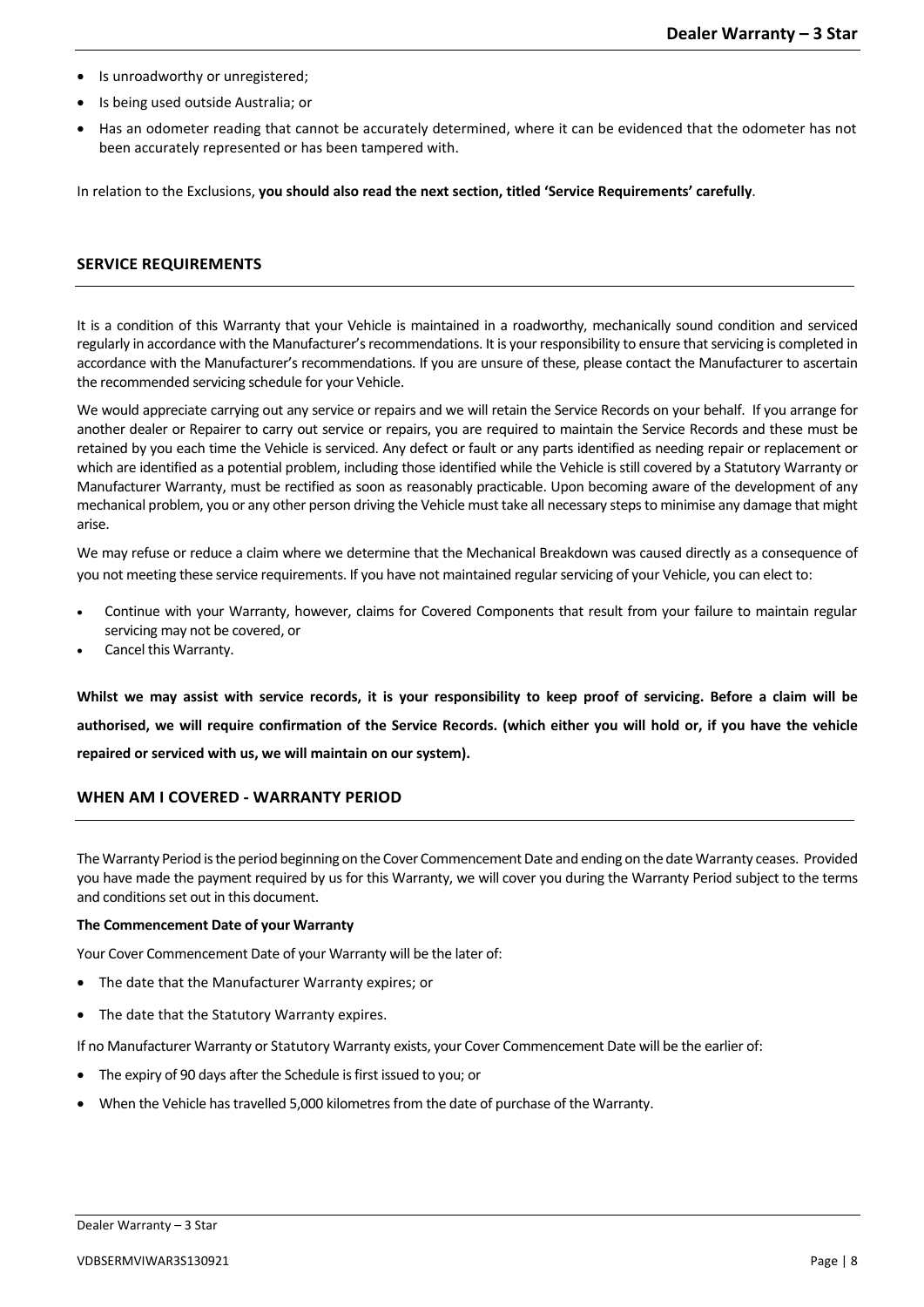- Is unroadworthy or unregistered;
- Is being used outside Australia; or
- Has an odometer reading that cannot be accurately determined, where it can be evidenced that the odometer has not been accurately represented or has been tampered with.

In relation to the Exclusions, **you should also read the next section, titled 'Service Requirements' carefully**.

## SERVICE REQUIREMENTS

It is a condition of this Warranty that your Vehicle is maintained in a roadworthy, mechanically sound condition and serviced regularly in accordance with the Manufacturer's recommendations. It is your responsibility to ensure that servicing is completed in accordance with the Manufacturer's recommendations. If you are unsure of these, please contact the Manufacturer to ascertain the recommended servicing schedule for your Vehicle.

We would appreciate carrying out any service or repairs and we will retain the Service Records on your behalf. If you arrange for another dealer or Repairer to carry out service or repairs, you are required to maintain the Service Records and these must be retained by you each time the Vehicle is serviced. Any defect or fault or any parts identified as needing repair or replacement or which are identified as a potential problem, including those identified while the Vehicle is still covered by a Statutory Warranty or Manufacturer Warranty, must be rectified as soon as reasonably practicable. Upon becoming aware of the development of any mechanical problem, you or any other person driving the Vehicle must take all necessary steps to minimise any damage that might arise.

We may refuse or reduce a claim where we determine that the Mechanical Breakdown was caused directly as a consequence of you not meeting these service requirements. If you have not maintained regular servicing of your Vehicle, you can elect to:

- Continue with your Warranty, however, claims for Covered Components that result from your failure to maintain regular servicing may not be covered, or
- Cancel this Warranty.

**Whilst we may assist with service records, it is your responsibility to keep proof of servicing. Before a claim will be authorised, we will require confirmation of the Service Records. (which either you will hold or, if you have the vehicle repaired or serviced with us, we will maintain on our system).**

## WHEN AM I COVERED - WARRANTY PERIOD

The Warranty Period is the period beginning on the Cover Commencement Date and ending on the date Warranty ceases. Provided you have made the payment required by us for this Warranty, we will cover you during the Warranty Period subject to the terms and conditions set out in this document.

**The Commencement Date of your Warranty**

Your Cover Commencement Date of your Warranty will be the later of:

- The date that the Manufacturer Warranty expires; or
- The date that the Statutory Warranty expires.

If no Manufacturer Warranty or Statutory Warranty exists, your Cover Commencement Date will be the earlier of:

- The expiry of 90 days after the Schedule is first issued to you; or
- When the Vehicle has travelled 5,000 kilometres from the date of purchase of the Warranty.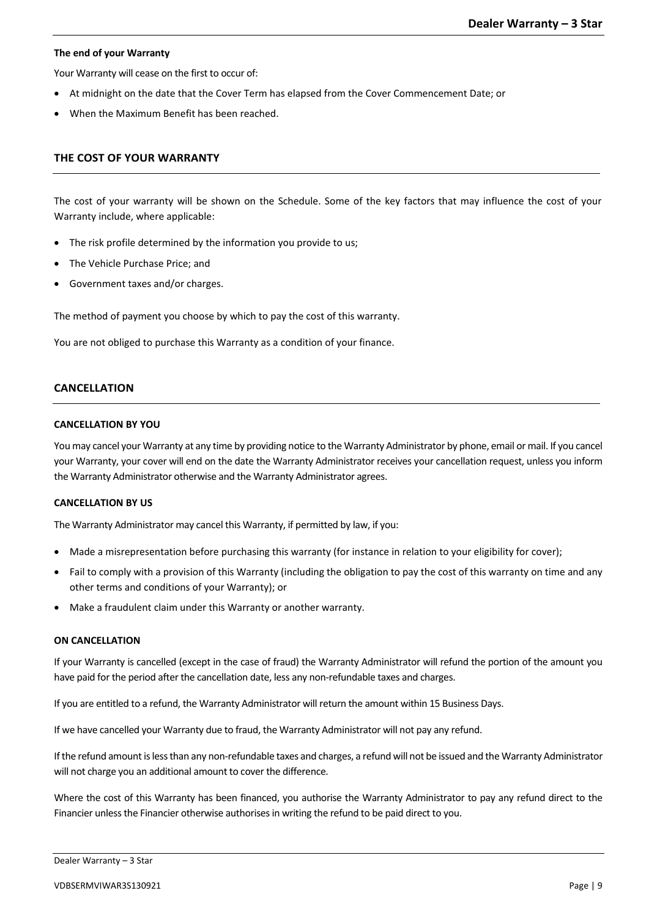#### The end of your Warranty

Your Warranty will cease on the first to occur of:

- At midnight on the date that the Cover Term has elapsed from the Cover Commencement Date; or
- When the Maximum Benefit has been reached.

## THE COST OF YOUR WARRANTY

The cost of your warranty will be shown on the Schedule. Some of the key factors that may influence the cost of your Warranty include, where applicable:

- The risk profile determined by the information you provide to us;
- The Vehicle Purchase Price; and
- Government taxes and/or charges.

The method of payment you choose by which to pay the cost of this warranty.

You are not obliged to purchase this Warranty as a condition of your finance.

## CANCELLATION

#### CANCELLATION BY YOU

You may cancel your Warranty at any time by providing notice to the Warranty Administrator by phone, email or mail. If you cancel your Warranty, your cover will end on the date the Warranty Administrator receives your cancellation request, unless you inform the Warranty Administrator otherwise and the Warranty Administrator agrees.

#### CANCELLATION BY US

The Warranty Administrator may cancel this Warranty, if permitted by law, if you:

- Made a misrepresentation before purchasing this warranty (for instance in relation to your eligibility for cover);
- Fail to comply with a provision of this Warranty (including the obligation to pay the cost of this warranty on time and any other terms and conditions of your Warranty); or
- Make a fraudulent claim under this Warranty or another warranty.

#### ON CANCELLATION

If your Warranty is cancelled (except in the case of fraud) the Warranty Administrator will refund the portion of the amount you have paid for the period after the cancellation date, less any non-refundable taxes and charges.

If you are entitled to a refund, the Warranty Administrator will return the amount within 15 Business Days.

If we have cancelled your Warranty due to fraud, the Warranty Administrator will not pay any refund.

If the refund amount is less than any non-refundable taxes and charges, a refund will not be issued and the Warranty Administrator will not charge you an additional amount to cover the difference.

Where the cost of this Warranty has been financed, you authorise the Warranty Administrator to pay any refund direct to the Financier unless the Financier otherwise authorises in writing the refund to be paid direct to you.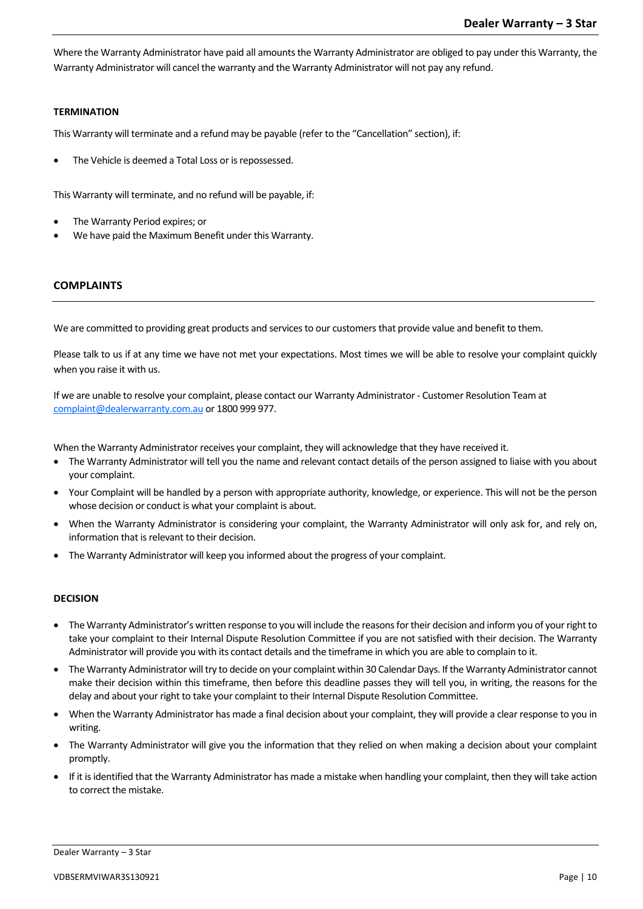Where the Warranty Administrator have paid all amounts the Warranty Administrator are obliged to pay under this Warranty, the Warranty Administrator will cancel the warranty and the Warranty Administrator will not pay any refund.

**TERMINATION**

This Warranty will terminate and a refund may be payable (refer to the “Cancellation” section), if:

- The Vehicle is deemed a Total Loss or is repossessed.

This Warranty will terminate, and no refund will be payable, if:

- The Warranty Period expires; or
- We have paid the Maximum Benefit under this Warranty.

## COMPLAINTS

We are committed to providing great products and services to our customers that provide value and benefit to them.

Please talk to us if at any time we have not met your expectations. Most times we will be able to resolve your complaint quickly when you raise it with us.

If we are unable to resolve your complaint, please contact our Warranty Administrator - Customer Resolution Team at complaint@dealerwarranty.com.au or 1800 999 977.

When the Warranty Administrator receives your complaint, they will acknowledge that they have received it.

- The Warranty Administrator will tell you the name and relevant contact details of the person assigned to liaise with you about your complaint.
- Your Complaint will be handled by a person with appropriate authority, knowledge, or experience. This will not be the person whose decision or conduct is what your complaint is about.
- When the Warranty Administrator is considering your complaint, the Warranty Administrator will only ask for, and rely on, information that is relevant to their decision.
- The Warranty Administrator will keep you informed about the progress of your complaint.

**DECISION**

- The Warranty Administrator’s written response to you will include the reasons for their decision and inform you of your right to take your complaint to their Internal Dispute Resolution Committee if you are not satisfied with their decision. The Warranty Administrator will provide you with its contact details and the timeframe in which you are able to complain to it.
- The Warranty Administrator will try to decide on your complaint within 30 Calendar Days. If the Warranty Administrator cannot make their decision within this timeframe, then before this deadline passes they will tell you, in writing, the reasons for the delay and about your right to take your complaint to their Internal Dispute Resolution Committee.
- When the Warranty Administrator has made a final decision about your complaint, they will provide a clear response to you in writing.
- The Warranty Administrator will give you the information that they relied on when making a decision about your complaint promptly.
- If it is identified that the Warranty Administrator has made a mistake when handling your complaint, then they will take action to correct the mistake.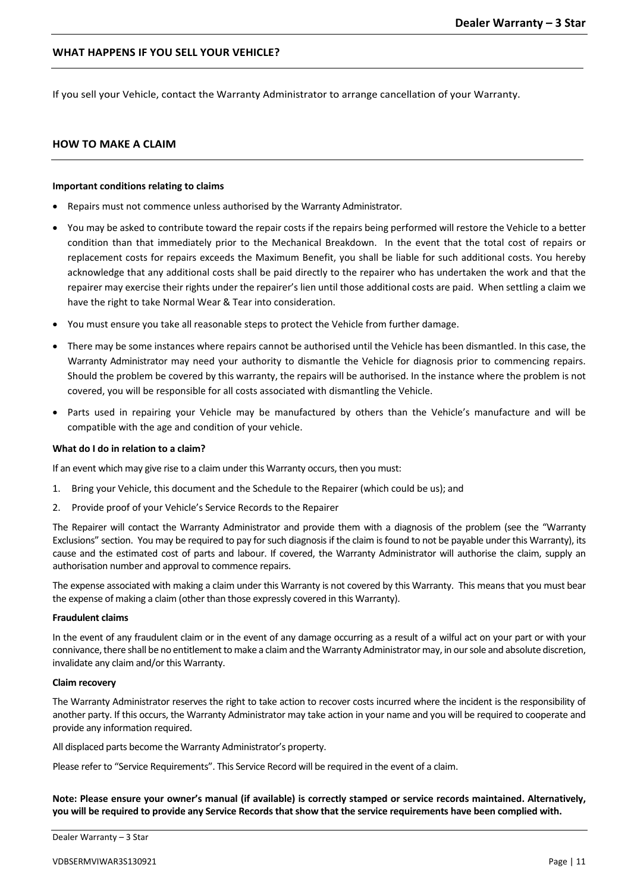## WHAT HAPPENS IF YOU SELL YOUR VEHICLE?

If you sell your Vehicle, contact the Warranty Administrator to arrange cancellation of your Warranty.

## HOW TO MAKE A CLAIM

**Important conditions relating to claims**

- Repairs must not commence unless authorised by the Warranty Administrator.
- You may be asked to contribute toward the repair costs if the repairs being performed will restore the Vehicle to a better condition than that immediately prior to the Mechanical Breakdown. In the event that the total cost of repairs or replacement costs for repairs exceeds the Maximum Benefit, you shall be liable for such additional costs. You hereby acknowledge that any additional costs shall be paid directly to the repairer who has undertaken the work and that the repairer may exercise their rights under the repairer's lien until those additional costs are paid. When settling a claim we have the right to take Normal Wear & Tear into consideration.
- You must ensure you take all reasonable steps to protect the Vehicle from further damage.
- There may be some instances where repairs cannot be authorised until the Vehicle has been dismantled. In this case, the Warranty Administrator may need your authority to dismantle the Vehicle for diagnosis prior to commencing repairs. Should the problem be covered by this warranty, the repairs will be authorised. In the instance where the problem is not covered, you will be responsible for all costs associated with dismantling the Vehicle.
- Parts used in repairing your Vehicle may be manufactured by others than the Vehicle's manufacture and will be compatible with the age and condition of your vehicle.

**What do I do in relation to a claim?**

If an event which may give rise to a claim under this Warranty occurs, then you must:

1. Bring your Vehicle, this document and the Schedule to the Repairer (which could be us); and
2. Provide proof of your Vehicle's Service Records to the Repairer

The Repairer will contact the Warranty Administrator and provide them with a diagnosis of the problem (see the "Warranty Exclusions" section. You may be required to pay for such diagnosis if the claim is found to not be payable under this Warranty), its cause and the estimated cost of parts and labour. If covered, the Warranty Administrator will authorise the claim, supply an authorisation number and approval to commence repairs.

The expense associated with making a claim under this Warranty is not covered by this Warranty. This means that you must bear the expense of making a claim (other than those expressly covered in this Warranty).

**Fraudulent claims**

In the event of any fraudulent claim or in the event of any damage occurring as a result of a wilful act on your part or with your connivance, there shall be no entitlement to make a claim and the Warranty Administrator may, in our sole and absolute discretion, invalidate any claim and/or this Warranty.

**Claim recovery**

The Warranty Administrator reserves the right to take action to recover costs incurred where the incident is the responsibility of another party. If this occurs, the Warranty Administrator may take action in your name and you will be required to cooperate and provide any information required.

All displaced parts become the Warranty Administrator's property.

Please refer to "Service Requirements". This Service Record will be required in the event of a claim.

**Note: Please ensure your owner's manual (if available) is correctly stamped or service records maintained. Alternatively, you will be required to provide any Service Records that show that the service requirements have been complied with.**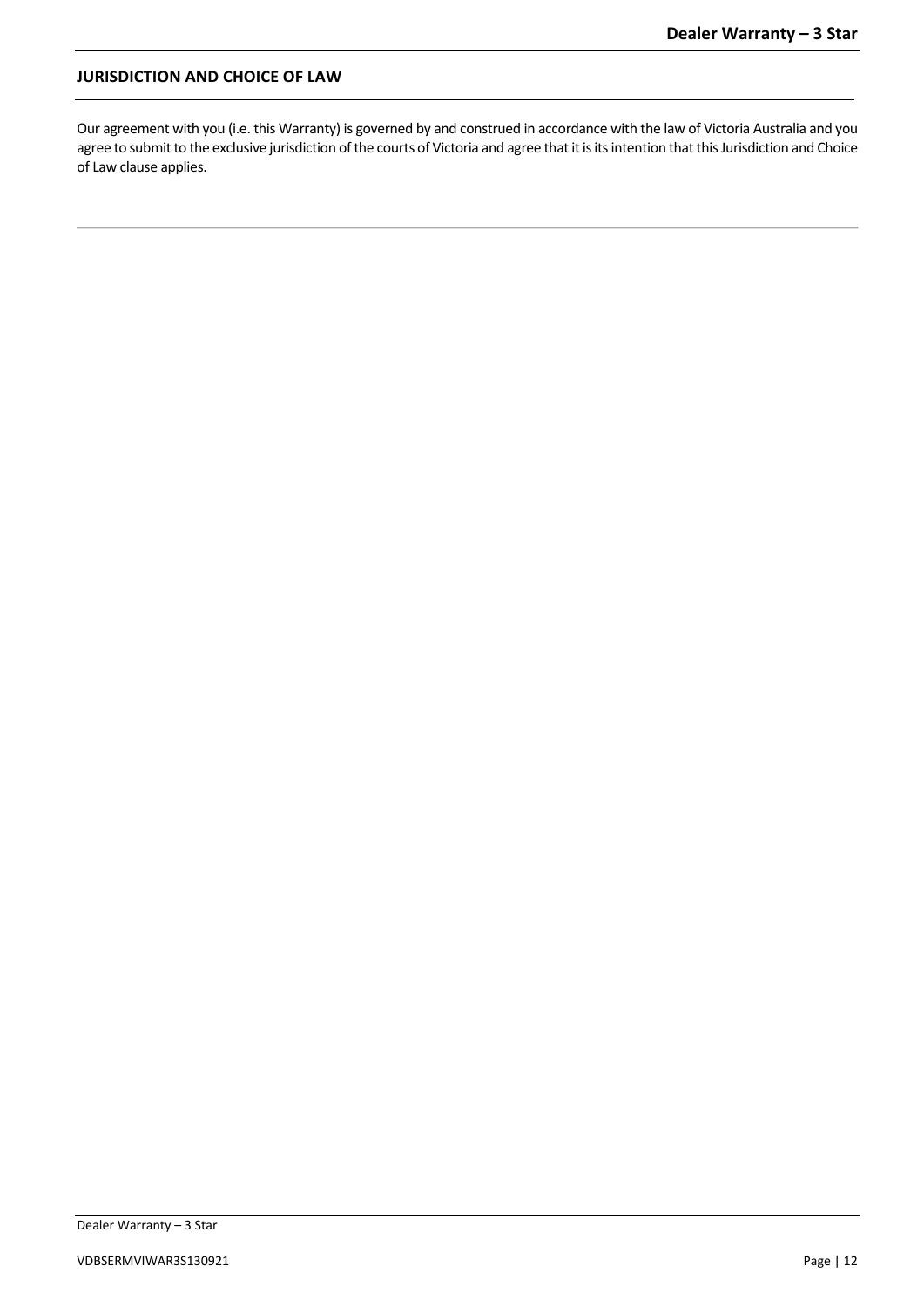## JURISDICTION AND CHOICE OF LAW

Our agreement with you (i.e. this Warranty) is governed by and construed in accordance with the law of Victoria Australia and you agree to submit to the exclusive jurisdiction of the courts of Victoria and agree that it is its intention that this Jurisdiction and Choice of Law clause applies.